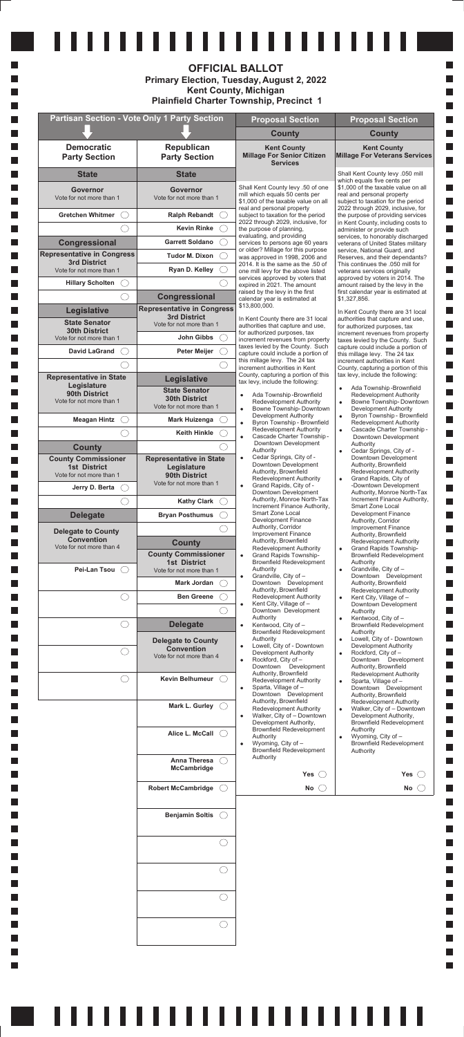# OFFICIAL BALLOT

## Primary Election, Tuesday, August 2, 2022

## Kent County, Michigan

## Plainfield Charter Township, Precinct 1

## Partisan Section - Vote Only 1 Party Section

### Democratic Party Section

#### State

**Governor**
Vote for not more than 1

- Gretchen Whitmer ◯
- ◯

#### Congressional

**Representative in Congress 3rd District**
Vote for not more than 1

- Hillary Scholten ◯
- ◯

#### Legislative

**State Senator 30th District**
Vote for not more than 1

- David LaGrand ◯
- ◯

**Representative in State Legislature 90th District**
Vote for not more than 1

- Meagan Hintz ◯
- ◯

#### County

**County Commissioner 1st District**
Vote for not more than 1

- Jerry D. Berta ◯
- ◯

#### Delegate

**Delegate to County Convention**
Vote for not more than 4

- Pei-Lan Tsou ◯
- ◯
- ◯
- ◯
- ◯

### Republican Party Section

#### State

**Governor**
Vote for not more than 1

- Ralph Rebandt ◯
- Kevin Rinke ◯
- Garrett Soldano ◯
- Tudor M. Dixon ◯
- Ryan D. Kelley ◯
- ◯

#### Congressional

**Representative in Congress 3rd District**
Vote for not more than 1

- John Gibbs ◯
- Peter Meijer ◯
- ◯

#### Legislative

**State Senator 30th District**
Vote for not more than 1

- Mark Huizenga ◯
- Keith Hinkle ◯
- ◯

**Representative in State Legislature 90th District**
Vote for not more than 1

- Kathy Clark ◯
- Bryan Posthumus ◯
- ◯

#### County

**County Commissioner 1st District**
Vote for not more than 1

- Mark Jordan ◯
- Ben Greene ◯
- ◯

#### Delegate

**Delegate to County Convention**
Vote for not more than 4

- Kevin Belhumeur ◯
- Mark L. Gurley ◯
- Alice L. McCall ◯
- Anna Theresa McCambridge ◯
- Robert McCambridge ◯
- Benjamin Soltis ◯
- ◯
- ◯
- ◯
- ◯

## Proposal Section

### County

#### Kent County Millage For Senior Citizen Services

Shall Kent County levy .50 of one mill which equals 50 cents per $1,000 of the taxable value on all real and personal property subject to taxation for the period 2022 through 2029, inclusive, for the purpose of planning, evaluating, and providing services to persons age 60 years or older? Millage for this purpose was approved in 1998, 2006 and 2014. It is the same as the .50 of one mill levy for the above listed services approved by voters that expired in 2021. The amount raised by the levy in the first calendar year is estimated at $13,800,000.

In Kent County there are 31 local authorities that capture and use, for authorized purposes, tax increment revenues from property taxes levied by the County. Such capture could include a portion of this millage levy. The 24 tax increment authorities in Kent County, capturing a portion of this tax levy, include the following:

- Ada Township-Brownfield Redevelopment Authority
- Bowne Township-Downtown Development Authority
- Byron Township - Brownfield Redevelopment Authority
- Cascade Charter Township - Downtown Development Authority
- Cedar Springs, City of - Downtown Development Authority, Brownfield Redevelopment Authority
- Grand Rapids, City of - Downtown Development Authority, Monroe North-Tax Increment Finance Authority, Smart Zone Local Development Finance Authority, Corridor Improvement Finance Authority, Brownfield Redevelopment Authority
- Grand Rapids Township-Brownfield Redevelopment Authority
- Grandville, City of – Downtown Development Authority, Brownfield Redevelopment Authority
- Kent City, Village of – Downtown Development Authority
- Kentwood, City of – Brownfield Redevelopment Authority
- Lowell, City of - Downtown Development Authority
- Rockford, City of – Downtown Development Authority, Brownfield Redevelopment Authority
- Sparta, Village of – Downtown Development Authority, Brownfield Redevelopment Authority
- Walker, City of – Downtown Development Authority, Brownfield Redevelopment Authority
- Wyoming, City of – Brownfield Redevelopment Authority

Yes ◯

No ◯

### County

#### Kent County Millage For Veterans Services

Shall Kent County levy .050 mill which equals five cents per $1,000 of the taxable value on all real and personal property subject to taxation for the period 2022 through 2029, inclusive, for the purpose of providing services in Kent County, including costs to administer or provide such services, to honorably discharged veterans of United States military service, National Guard, and Reserves, and their dependants? This continues the .050 mill for veterans services originally approved by voters in 2014. The amount raised by the levy in the first calendar year is estimated at $1,327,856.

In Kent County there are 31 local authorities that capture and use, for authorized purposes, tax increment revenues from property taxes levied by the County. Such capture could include a portion of this millage levy. The 24 tax increment authorities in Kent County, capturing a portion of this tax levy, include the following:

- Ada Township-Brownfield Redevelopment Authority
- Bowne Township-Downtown Development Authority
- Byron Township - Brownfield Redevelopment Authority
- Cascade Charter Township - Downtown Development Authority
- Cedar Springs, City of - Downtown Development Authority, Brownfield Redevelopment Authority
- Grand Rapids, City of - Downtown Development Authority, Monroe North-Tax Increment Finance Authority, Smart Zone Local Development Finance Authority, Corridor Improvement Finance Authority, Brownfield Redevelopment Authority
- Grand Rapids Township-Brownfield Redevelopment Authority
- Grandville, City of – Downtown Development Authority, Brownfield Redevelopment Authority
- Kent City, Village of – Downtown Development Authority
- Kentwood, City of – Brownfield Redevelopment Authority
- Lowell, City of - Downtown Development Authority
- Rockford, City of – Downtown Development Authority, Brownfield Redevelopment Authority
- Sparta, Village of – Downtown Development Authority, Brownfield Redevelopment Authority
- Walker, City of – Downtown Development Authority, Brownfield Redevelopment Authority
- Wyoming, City of – Brownfield Redevelopment Authority

Yes ◯

No ◯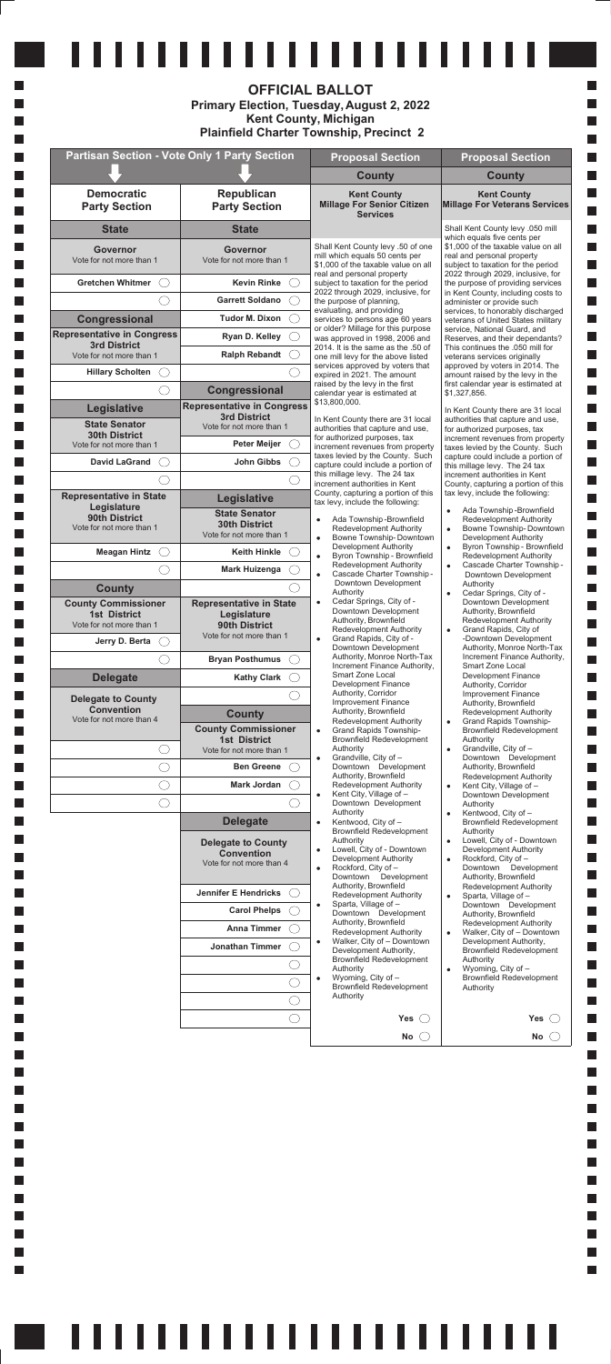# OFFICIAL BALLOT

## Primary Election, Tuesday, August 2, 2022

## Kent County, Michigan

## Plainfield Charter Township, Precinct 2

## Partisan Section - Vote Only 1 Party Section

### Democratic Party Section

#### State

**Governor**
Vote for not more than 1

- Gretchen Whitmer ◯
- ◯

#### Congressional

**Representative in Congress 3rd District**
Vote for not more than 1

- Hillary Scholten ◯
- ◯

#### Legislative

**State Senator 30th District**
Vote for not more than 1

- David LaGrand ◯
- ◯

**Representative in State Legislature 90th District**
Vote for not more than 1

- Meagan Hintz ◯
- ◯

#### County

**County Commissioner 1st District**
Vote for not more than 1

- Jerry D. Berta ◯
- ◯

#### Delegate

**Delegate to County Convention**
Vote for not more than 4

- ◯
- ◯
- ◯
- ◯

### Republican Party Section

#### State

**Governor**
Vote for not more than 1

- Kevin Rinke ◯
- Garrett Soldano ◯
- Tudor M. Dixon ◯
- Ryan D. Kelley ◯
- Ralph Rebandt ◯
- ◯

#### Congressional

**Representative in Congress 3rd District**
Vote for not more than 1

- Peter Meijer ◯
- John Gibbs ◯
- ◯

#### Legislative

**State Senator 30th District**
Vote for not more than 1

- Keith Hinkle ◯
- Mark Huizenga ◯
- ◯

**Representative in State Legislature 90th District**
Vote for not more than 1

- Bryan Posthumus ◯
- Kathy Clark ◯
- ◯

#### County

**County Commissioner 1st District**
Vote for not more than 1

- Ben Greene ◯
- Mark Jordan ◯
- ◯

#### Delegate

**Delegate to County Convention**
Vote for not more than 4

- Jennifer E Hendricks ◯
- Carol Phelps ◯
- Anna Timmer ◯
- Jonathan Timmer ◯
- ◯
- ◯
- ◯
- ◯

## Proposal Section

### County

**Kent County Millage For Senior Citizen Services**

Shall Kent County levy .50 of one mill which equals 50 cents per $1,000 of the taxable value on all real and personal property subject to taxation for the period 2022 through 2029, inclusive, for the purpose of planning, evaluating, and providing services to persons age 60 years or older? Millage for this purpose was approved in 1998, 2006 and 2014. It is the same as the .50 of one mill levy for the above listed services approved by voters that expired in 2021. The amount raised by the levy in the first calendar year is estimated at $13,800,000.

In Kent County there are 31 local authorities that capture and use, for authorized purposes, tax increment revenues from property taxes levied by the County. Such capture could include a portion of this millage levy. The 24 tax increment authorities in Kent County, capturing a portion of this tax levy, include the following:

- Ada Township -Brownfield Redevelopment Authority
- Bowne Township- Downtown Development Authority
- Byron Township - Brownfield Redevelopment Authority
- Cascade Charter Township - Downtown Development Authority
- Cedar Springs, City of - Downtown Development Authority, Brownfield Redevelopment Authority
- Grand Rapids, City of - Downtown Development Authority, Monroe North-Tax Increment Finance Authority, Smart Zone Local Development Finance Authority, Corridor Improvement Finance Authority, Brownfield Redevelopment Authority
- Grand Rapids Township- Brownfield Redevelopment Authority
- Grandville, City of – Downtown Development Authority, Brownfield Redevelopment Authority
- Kent City, Village of – Downtown Development Authority
- Kentwood, City of – Brownfield Redevelopment Authority
- Lowell, City of - Downtown Development Authority
- Rockford, City of – Downtown Development Authority, Brownfield Redevelopment Authority
- Sparta, Village of – Downtown Development Authority, Brownfield Redevelopment Authority
- Walker, City of – Downtown Development Authority, Brownfield Redevelopment Authority
- Wyoming, City of – Brownfield Redevelopment Authority

Yes ◯

No ◯

### County

**Kent County Millage For Veterans Services**

Shall Kent County levy .050 mill which equals five cents per $1,000 of the taxable value on all real and personal property subject to taxation for the period 2022 through 2029, inclusive, for the purpose of providing services in Kent County, including costs to administer or provide such services, to honorably discharged veterans of United States military service, National Guard, and Reserves, and their dependants? This continues the .050 mill for veterans services originally approved by voters in 2014. The amount raised by the levy in the first calendar year is estimated at $1,327,856.

In Kent County there are 31 local authorities that capture and use, for authorized purposes, tax increment revenues from property taxes levied by the County. Such capture could include a portion of this millage levy. The 24 tax increment authorities in Kent County, capturing a portion of this tax levy, include the following:

- Ada Township -Brownfield Redevelopment Authority
- Bowne Township- Downtown Development Authority
- Byron Township - Brownfield Redevelopment Authority
- Cascade Charter Township - Downtown Development Authority
- Cedar Springs, City of - Downtown Development Authority, Brownfield Redevelopment Authority
- Grand Rapids, City of -Downtown Development Authority, Monroe North-Tax Increment Finance Authority, Smart Zone Local Development Finance Authority, Corridor Improvement Finance Authority, Brownfield Redevelopment Authority
- Grand Rapids Township- Brownfield Redevelopment Authority
- Grandville, City of – Downtown Development Authority, Brownfield Redevelopment Authority
- Kent City, Village of – Downtown Development Authority
- Kentwood, City of – Brownfield Redevelopment Authority
- Lowell, City of - Downtown Development Authority
- Rockford, City of – Downtown Development Authority, Brownfield Redevelopment Authority
- Sparta, Village of – Downtown Development Authority, Brownfield Redevelopment Authority
- Walker, City of – Downtown Development Authority, Brownfield Redevelopment Authority
- Wyoming, City of – Brownfield Redevelopment Authority

Yes ◯

No ◯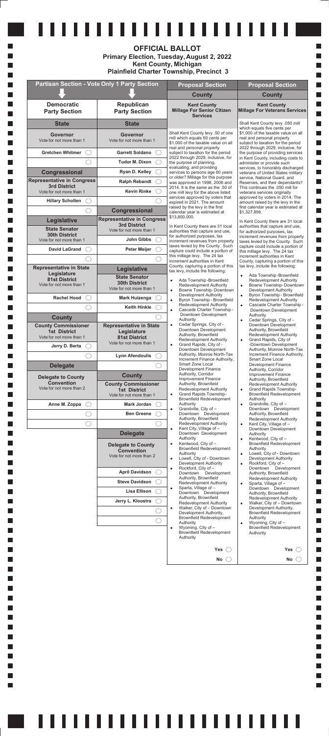# OFFICIAL BALLOT

**Primary Election, Tuesday, August 2, 2022**
**Kent County, Michigan**
**Plainfield Charter Township, Precinct 3**

## Partisan Section - Vote Only 1 Party Section

### Democratic Party Section

#### State

**Governor**
Vote for not more than 1

- Gretchen Whitmer ○
- ○

#### Congressional

**Representative in Congress**
**3rd District**
Vote for not more than 1

- Hillary Scholten ○
- ○

#### Legislative

**State Senator**
**30th District**
Vote for not more than 1

- David LaGrand ○
- ○

**Representative in State Legislature**
**81st District**
Vote for not more than 1

- Rachel Hood ○
- ○

#### County

**County Commissioner**
**1st District**
Vote for not more than 1

- Jerry D. Berta ○
- ○

#### Delegate

**Delegate to County Convention**
Vote for not more than 2

- Anne M. Zoppa ○
- ○
- ○

### Republican Party Section

#### State

**Governor**
Vote for not more than 1

- Garrett Soldano ○
- Tudor M. Dixon ○
- Ryan D. Kelley ○
- Ralph Rebandt ○
- Kevin Rinke ○
- ○

#### Congressional

**Representative in Congress**
**3rd District**
Vote for not more than 1

- John Gibbs ○
- Peter Meijer ○
- ○

#### Legislative

**State Senator**
**30th District**
Vote for not more than 1

- Mark Huizenga ○
- Keith Hinkle ○
- ○

**Representative in State Legislature**
**81st District**
Vote for not more than 1

- Lynn Afendoulis ○
- ○

#### County

**County Commissioner**
**1st District**
Vote for not more than 1

- Mark Jordan ○
- Ben Greene ○
- ○

#### Delegate

**Delegate to County Convention**
Vote for not more than 2

- April Davidson ○
- Steve Davidson ○
- Lisa Ellison ○
- Jerry L. Kloostra ○
- ○
- ○

## Proposal Section

### County

**Kent County Millage For Senior Citizen Services**

Shall Kent County levy .50 of one mill which equals 50 cents per $1,000 of the taxable value on all real and personal property subject to taxation for the period 2022 through 2029, inclusive, for the purpose of planning, evaluating, and providing services to persons age 60 years or older? Millage for this purpose was approved in 1998, 2006 and 2014. It is the same as the .50 of one mill levy for the above listed services approved by voters that expired in 2021. The amount raised by the levy in the first calendar year is estimated at $13,800,000.

In Kent County there are 31 local authorities that capture and use, for authorized purposes, tax increment revenues from property taxes levied by the County. Such capture could include a portion of this millage levy. The 24 tax increment authorities in Kent County, capturing a portion of this tax levy, include the following:

- Ada Township -Brownfield Redevelopment Authority
- Bowne Township- Downtown Development Authority
- Byron Township - Brownfield Redevelopment Authority
- Cascade Charter Township - Downtown Development Authority
- Cedar Springs, City of - Downtown Development Authority, Brownfield Redevelopment Authority
- Grand Rapids, City of - Downtown Development Authority, Monroe North-Tax Increment Finance Authority, Smart Zone Local Development Finance Authority, Corridor Improvement Finance Authority, Brownfield Redevelopment Authority
- Grand Rapids Township- Brownfield Redevelopment Authority
- Grandville, City of – Downtown Development Authority, Brownfield Redevelopment Authority
- Kent City, Village of – Downtown Development Authority
- Kentwood, City of – Brownfield Redevelopment Authority
- Lowell, City of - Downtown Development Authority
- Rockford, City of – Downtown Development Authority, Brownfield Redevelopment Authority
- Sparta, Village of – Downtown Development Authority, Brownfield Redevelopment Authority
- Walker, City of – Downtown Development Authority, Brownfield Redevelopment Authority
- Wyoming, City of – Brownfield Redevelopment Authority

Yes ○

No ○

### County

**Kent County Millage For Veterans Services**

Shall Kent County levy .050 mill which equals five cents per $1,000 of the taxable value on all real and personal property subject to taxation for the period 2022 through 2029, inclusive, for the purpose of providing services in Kent County, including costs to administer or provide such services, to honorably discharged veterans of United States military service, National Guard, and Reserves, and their dependants? This continues the .050 mill for veterans services originally approved by voters in 2014. The amount raised by the levy in the first calendar year is estimated at $1,327,856.

In Kent County there are 31 local authorities that capture and use, for authorized purposes, tax increment revenues from property taxes levied by the County. Such capture could include a portion of this millage levy. The 24 tax increment authorities in Kent County, capturing a portion of this tax levy, include the following:

- Ada Township -Brownfield Redevelopment Authority
- Bowne Township- Downtown Development Authority
- Byron Township - Brownfield Redevelopment Authority
- Cascade Charter Township - Downtown Development Authority
- Cedar Springs, City of - Downtown Development Authority, Brownfield Redevelopment Authority
- Grand Rapids, City of -Downtown Development Authority, Monroe North-Tax Increment Finance Authority, Smart Zone Local Development Finance Authority, Corridor Improvement Finance Authority, Brownfield Redevelopment Authority
- Grand Rapids Township- Brownfield Redevelopment Authority
- Grandville, City of – Downtown Development Authority, Brownfield Redevelopment Authority
- Kent City, Village of – Downtown Development Authority
- Kentwood, City of – Brownfield Redevelopment Authority
- Lowell, City of - Downtown Development Authority
- Rockford, City of – Downtown Development Authority, Brownfield Redevelopment Authority
- Sparta, Village of – Downtown Development Authority, Brownfield Redevelopment Authority
- Walker, City of – Downtown Development Authority, Brownfield Redevelopment Authority
- Wyoming, City of – Brownfield Redevelopment Authority

Yes ○

No ○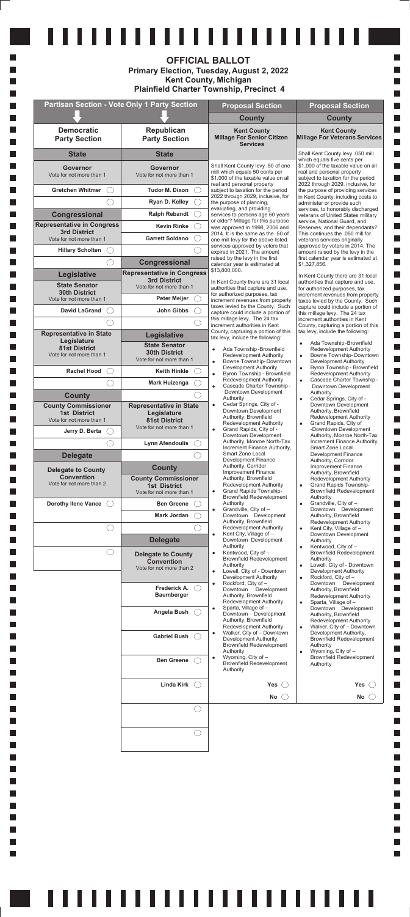# OFFICIAL BALLOT

## Primary Election, Tuesday, August 2, 2022
## Kent County, Michigan
## Plainfield Charter Township, Precinct 4

## Partisan Section - Vote Only 1 Party Section

### Democratic Party Section

#### State

**Governor**
Vote for not more than 1

- Gretchen Whitmer ◯
- ◯

#### Congressional

**Representative in Congress 3rd District**
Vote for not more than 1

- Hillary Scholten ◯
- ◯

#### Legislative

**State Senator 30th District**
Vote for not more than 1

- David LaGrand ◯
- ◯

**Representative in State Legislature 81st District**
Vote for not more than 1

- Rachel Hood ◯
- ◯

#### County

**County Commissioner 1st District**
Vote for not more than 1

- Jerry D. Berta ◯
- ◯

#### Delegate

**Delegate to County Convention**
Vote for not more than 2

- Dorothy Ilene Vance ◯
- ◯
- ◯

### Republican Party Section

#### State

**Governor**
Vote for not more than 1

- Tudor M. Dixon ◯
- Ryan D. Kelley ◯
- Ralph Rebandt ◯
- Kevin Rinke ◯
- Garrett Soldano ◯
- ◯

#### Congressional

**Representative in Congress 3rd District**
Vote for not more than 1

- Peter Meijer ◯
- John Gibbs ◯
- ◯

#### Legislative

**State Senator 30th District**
Vote for not more than 1

- Keith Hinkle ◯
- Mark Huizenga ◯
- ◯

**Representative in State Legislature 81st District**
Vote for not more than 1

- Lynn Afendoulis ◯
- ◯

#### County

**County Commissioner 1st District**
Vote for not more than 1

- Ben Greene ◯
- Mark Jordan ◯
- ◯

#### Delegate

**Delegate to County Convention**
Vote for not more than 2

- Frederick A. Baumberger ◯
- Angela Bush ◯
- Gabriel Bush ◯
- Ben Greene ◯
- Linda Kirk ◯
- ◯
- ◯

## Proposal Section

### County

#### Kent County Millage For Senior Citizen Services

Shall Kent County levy .50 of one mill which equals 50 cents per $1,000 of the taxable value on all real and personal property subject to taxation for the period 2022 through 2029, inclusive, for the purpose of planning, evaluating, and providing services to persons age 60 years or older? Millage for this purpose was approved in 1998, 2006 and 2014. It is the same as the .50 of one mill levy for the above listed services approved by voters that expired in 2021. The amount raised by the levy in the first calendar year is estimated at $13,800,000.

In Kent County there are 31 local authorities that capture and use, for authorized purposes, tax increment revenues from property taxes levied by the County. Such capture could include a portion of this millage levy. The 24 tax increment authorities in Kent County, capturing a portion of this tax levy, include the following:

- Ada Township -Brownfield Redevelopment Authority
- Bowne Township- Downtown Development Authority
- Byron Township - Brownfield Redevelopment Authority
- Cascade Charter Township - Downtown Development Authority
- Cedar Springs, City of - Downtown Development Authority, Brownfield Redevelopment Authority
- Grand Rapids, City of - Downtown Development Authority, Monroe North-Tax Increment Finance Authority, Smart Zone Local Development Finance Authority, Corridor Improvement Finance Authority, Brownfield Redevelopment Authority
- Grand Rapids Township- Brownfield Redevelopment Authority
- Grandville, City of – Downtown Development Authority, Brownfield Redevelopment Authority
- Kent City, Village of – Downtown Development Authority
- Kentwood, City of – Brownfield Redevelopment Authority
- Lowell, City of - Downtown Development Authority
- Rockford, City of – Downtown Development Authority, Brownfield Redevelopment Authority
- Sparta, Village of – Downtown Development Authority, Brownfield Redevelopment Authority
- Walker, City of – Downtown Development Authority, Brownfield Redevelopment Authority
- Wyoming, City of – Brownfield Redevelopment Authority

Yes ◯

No ◯

#### Kent County Millage For Veterans Services

Shall Kent County levy .050 mill which equals five cents per $1,000 of the taxable value on all real and personal property subject to taxation for the period 2022 through 2029, inclusive, for the purpose of providing services in Kent County, including costs to administer or provide such services, to honorably discharged veterans of United States military service, National Guard, and Reserves, and their dependants? This continues the .050 mill for veterans services originally approved by voters in 2014. The amount raised by the levy in the first calendar year is estimated at $1,327,856.

In Kent County there are 31 local authorities that capture and use, for authorized purposes, tax increment revenues from property taxes levied by the County. Such capture could include a portion of this millage levy. The 24 tax increment authorities in Kent County, capturing a portion of this tax levy, include the following:

- Ada Township -Brownfield Redevelopment Authority
- Bowne Township- Downtown Development Authority
- Byron Township - Brownfield Redevelopment Authority
- Cascade Charter Township - Downtown Development Authority
- Cedar Springs, City of - Downtown Development Authority, Brownfield Redevelopment Authority
- Grand Rapids, City of -Downtown Development Authority, Monroe North-Tax Increment Finance Authority, Smart Zone Local Development Finance Authority, Corridor Improvement Finance Authority, Brownfield Redevelopment Authority
- Grand Rapids Township- Brownfield Redevelopment Authority
- Grandville, City of – Downtown Development Authority, Brownfield Redevelopment Authority
- Kent City, Village of – Downtown Development Authority
- Kentwood, City of – Brownfield Redevelopment Authority
- Lowell, City of - Downtown Development Authority
- Rockford, City of – Downtown Development Authority, Brownfield Redevelopment Authority
- Sparta, Village of – Downtown Development Authority, Brownfield Redevelopment Authority
- Walker, City of – Downtown Development Authority, Brownfield Redevelopment Authority
- Wyoming, City of – Brownfield Redevelopment Authority

Yes ◯

No ◯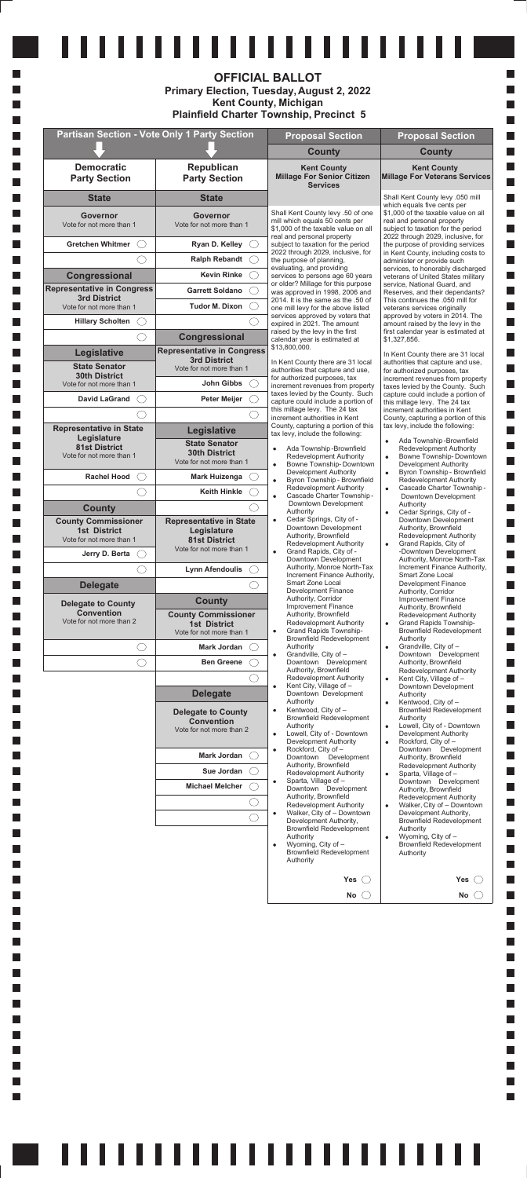# OFFICIAL BALLOT

## Primary Election, Tuesday, August 2, 2022
## Kent County, Michigan
## Plainfield Charter Township, Precinct 5

## Partisan Section - Vote Only 1 Party Section

### Democratic Party Section

#### State

**Governor**
Vote for not more than 1

- Gretchen Whitmer ◯
- ◯

#### Congressional

**Representative in Congress 3rd District**
Vote for not more than 1

- Hillary Scholten ◯
- ◯

#### Legislative

**State Senator 30th District**
Vote for not more than 1

- David LaGrand ◯
- ◯

**Representative in State Legislature 81st District**
Vote for not more than 1

- Rachel Hood ◯
- ◯

#### County

**County Commissioner 1st District**
Vote for not more than 1

- Jerry D. Berta ◯
- ◯

#### Delegate

**Delegate to County Convention**
Vote for not more than 2

- ◯
- ◯

### Republican Party Section

#### State

**Governor**
Vote for not more than 1

- Ryan D. Kelley ◯
- Ralph Rebandt ◯
- Kevin Rinke ◯
- Garrett Soldano ◯
- Tudor M. Dixon ◯
- ◯

#### Congressional

**Representative in Congress 3rd District**
Vote for not more than 1

- John Gibbs ◯
- Peter Meijer ◯
- ◯

#### Legislative

**State Senator 30th District**
Vote for not more than 1

- Mark Huizenga ◯
- Keith Hinkle ◯
- ◯

**Representative in State Legislature 81st District**
Vote for not more than 1

- Lynn Afendoulis ◯
- ◯

#### County

**County Commissioner 1st District**
Vote for not more than 1

- Mark Jordan ◯
- Ben Greene ◯
- ◯

#### Delegate

**Delegate to County Convention**
Vote for not more than 2

- Mark Jordan ◯
- Sue Jordan ◯
- Michael Melcher ◯
- ◯
- ◯

## Proposal Section

### County

**Kent County Millage For Senior Citizen Services**

Shall Kent County levy .50 of one mill which equals 50 cents per $1,000 of the taxable value on all real and personal property subject to taxation for the period 2022 through 2029, inclusive, for the purpose of planning, evaluating, and providing services to persons age 60 years or older? Millage for this purpose was approved in 1998, 2006 and 2014. It is the same as the .50 of one mill levy for the above listed services approved by voters that expired in 2021. The amount raised by the levy in the first calendar year is estimated at $13,800,000.

In Kent County there are 31 local authorities that capture and use, for authorized purposes, tax increment revenues from property taxes levied by the County. Such capture could include a portion of this millage levy. The 24 tax increment authorities in Kent County, capturing a portion of this tax levy, include the following:

- Ada Township - Brownfield Redevelopment Authority
- Bowne Township - Downtown Development Authority
- Byron Township - Brownfield Redevelopment Authority
- Cascade Charter Township - Downtown Development Authority
- Cedar Springs, City of - Downtown Development Authority, Brownfield Redevelopment Authority
- Grand Rapids, City of - Downtown Development Authority, Monroe North-Tax Increment Finance Authority, Smart Zone Local Development Finance Authority, Corridor Improvement Finance Authority, Brownfield Redevelopment Authority
- Grand Rapids Township - Brownfield Redevelopment Authority
- Grandville, City of – Downtown Development Authority, Brownfield Redevelopment Authority
- Kent City, Village of – Downtown Development Authority
- Kentwood, City of – Brownfield Redevelopment Authority
- Lowell, City of - Downtown Development Authority
- Rockford, City of – Downtown Development Authority, Brownfield Redevelopment Authority
- Sparta, Village of – Downtown Development Authority, Brownfield Redevelopment Authority
- Walker, City of – Downtown Development Authority, Brownfield Redevelopment Authority
- Wyoming, City of – Brownfield Redevelopment Authority

Yes ◯

No ◯

### County

**Kent County Millage For Veterans Services**

Shall Kent County levy .050 mill which equals five cents per $1,000 of the taxable value on all real and personal property subject to taxation for the period 2022 through 2029, inclusive, for the purpose of providing services in Kent County, including costs to administer or provide such services, to honorably discharged veterans of United States military service, National Guard, and Reserves, and their dependants? This continues the .050 mill for veterans services originally approved by voters in 2014. The amount raised by the levy in the first calendar year is estimated at $1,327,856.

In Kent County there are 31 local authorities that capture and use, for authorized purposes, tax increment revenues from property taxes levied by the County. Such capture could include a portion of this millage levy. The 24 tax increment authorities in Kent County, capturing a portion of this tax levy, include the following:

- Ada Township - Brownfield Redevelopment Authority
- Bowne Township - Downtown Development Authority
- Byron Township - Brownfield Redevelopment Authority
- Cascade Charter Township - Downtown Development Authority
- Cedar Springs, City of - Downtown Development Authority, Brownfield Redevelopment Authority
- Grand Rapids, City of - Downtown Development Authority, Monroe North-Tax Increment Finance Authority, Smart Zone Local Development Finance Authority, Corridor Improvement Finance Authority, Brownfield Redevelopment Authority
- Grand Rapids Township - Brownfield Redevelopment Authority
- Grandville, City of – Downtown Development Authority, Brownfield Redevelopment Authority
- Kent City, Village of – Downtown Development Authority
- Kentwood, City of – Brownfield Redevelopment Authority
- Lowell, City of - Downtown Development Authority
- Rockford, City of – Downtown Development Authority, Brownfield Redevelopment Authority
- Sparta, Village of – Downtown Development Authority, Brownfield Redevelopment Authority
- Walker, City of – Downtown Development Authority, Brownfield Redevelopment Authority
- Wyoming, City of – Brownfield Redevelopment Authority

Yes ◯

No ◯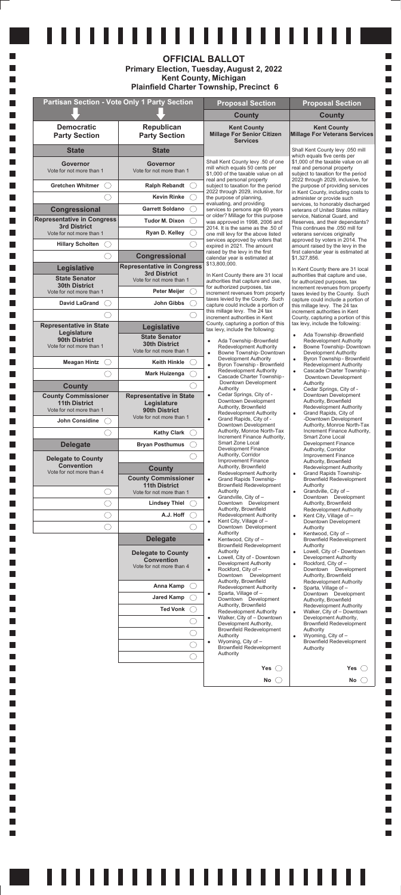# OFFICIAL BALLOT

## Primary Election, Tuesday, August 2, 2022
## Kent County, Michigan
## Plainfield Charter Township, Precinct 6

## Partisan Section - Vote Only 1 Party Section

### Democratic Party Section

#### State

**Governor**
Vote for not more than 1

- Gretchen Whitmer ◯
- ◯

#### Congressional

**Representative in Congress**
**3rd District**
Vote for not more than 1

- Hillary Scholten ◯
- ◯

#### Legislative

**State Senator**
**30th District**
Vote for not more than 1

- David LaGrand ◯
- ◯

**Representative in State Legislature**
**90th District**
Vote for not more than 1

- Meagan Hintz ◯
- ◯

#### County

**County Commissioner**
**11th District**
Vote for not more than 1

- John Considine ◯
- ◯

#### Delegate

**Delegate to County Convention**
Vote for not more than 4

- ◯
- ◯
- ◯
- ◯

### Republican Party Section

#### State

**Governor**
Vote for not more than 1

- Ralph Rebandt ◯
- Kevin Rinke ◯
- Garrett Soldano ◯
- Tudor M. Dixon ◯
- Ryan D. Kelley ◯
- ◯

#### Congressional

**Representative in Congress**
**3rd District**
Vote for not more than 1

- Peter Meijer ◯
- John Gibbs ◯
- ◯

#### Legislative

**State Senator**
**30th District**
Vote for not more than 1

- Keith Hinkle ◯
- Mark Huizenga ◯
- ◯

**Representative in State Legislature**
**90th District**
Vote for not more than 1

- Kathy Clark ◯
- Bryan Posthumus ◯
- ◯

#### County

**County Commissioner**
**11th District**
Vote for not more than 1

- Lindsey Thiel ◯
- A.J. Hoff ◯
- ◯

#### Delegate

**Delegate to County Convention**
Vote for not more than 4

- Anna Kamp ◯
- Jared Kamp ◯
- Ted Vonk ◯
- ◯
- ◯
- ◯
- ◯

## Proposal Section

### County

**Kent County Millage For Senior Citizen Services**

Shall Kent County levy .50 of one mill which equals 50 cents per $1,000 of the taxable value on all real and personal property subject to taxation for the period 2022 through 2029, inclusive, for the purpose of planning, evaluating, and providing services to persons age 60 years or older? Millage for this purpose was approved in 1998, 2006 and 2014. It is the same as the .50 of one mill levy for the above listed services approved by voters that expired in 2021. The amount raised by the levy in the first calendar year is estimated at $13,800,000.

In Kent County there are 31 local authorities that capture and use, for authorized purposes, tax increment revenues from property taxes levied by the County. Such capture could include a portion of this millage levy. The 24 tax increment authorities in Kent County, capturing a portion of this tax levy, include the following:

- Ada Township -Brownfield Redevelopment Authority
- Bowne Township- Downtown Development Authority
- Byron Township - Brownfield Redevelopment Authority
- Cascade Charter Township - Downtown Development Authority
- Cedar Springs, City of - Downtown Development Authority, Brownfield Redevelopment Authority
- Grand Rapids, City of - Downtown Development Authority, Monroe North-Tax Increment Finance Authority, Smart Zone Local Development Finance Authority, Corridor Improvement Finance Authority, Brownfield Redevelopment Authority
- Grand Rapids Township- Brownfield Redevelopment Authority
- Grandville, City of – Downtown Development Authority, Brownfield Redevelopment Authority
- Kent City, Village of – Downtown Development Authority
- Kentwood, City of – Brownfield Redevelopment Authority
- Lowell, City of - Downtown Development Authority
- Rockford, City of – Downtown Development Authority, Brownfield Redevelopment Authority
- Sparta, Village of – Downtown Development Authority, Brownfield Redevelopment Authority
- Walker, City of – Downtown Development Authority, Brownfield Redevelopment Authority
- Wyoming, City of – Brownfield Redevelopment Authority

Yes ◯

No ◯

### County

**Kent County Millage For Veterans Services**

Shall Kent County levy .050 mill which equals five cents per $1,000 of the taxable value on all real and personal property subject to taxation for the period 2022 through 2029, inclusive, for the purpose of providing services in Kent County, including costs to administer or provide such services, to honorably discharged veterans of United States military service, National Guard, and Reserves, and their dependants? This continues the .050 mill for veterans services originally approved by voters in 2014. The amount raised by the levy in the first calendar year is estimated at $1,327,856.

In Kent County there are 31 local authorities that capture and use, for authorized purposes, tax increment revenues from property taxes levied by the County. Such capture could include a portion of this millage levy. The 24 tax increment authorities in Kent County, capturing a portion of this tax levy, include the following:

- Ada Township -Brownfield Redevelopment Authority
- Bowne Township- Downtown Development Authority
- Byron Township - Brownfield Redevelopment Authority
- Cascade Charter Township - Downtown Development Authority
- Cedar Springs, City of - Downtown Development Authority, Brownfield Redevelopment Authority
- Grand Rapids, City of -Downtown Development Authority, Monroe North-Tax Increment Finance Authority, Smart Zone Local Development Finance Authority, Corridor Improvement Finance Authority, Brownfield Redevelopment Authority
- Grand Rapids Township- Brownfield Redevelopment Authority
- Grandville, City of – Downtown Development Authority, Brownfield Redevelopment Authority
- Kent City, Village of – Downtown Development Authority
- Kentwood, City of – Brownfield Redevelopment Authority
- Lowell, City of - Downtown Development Authority
- Rockford, City of – Downtown Development Authority, Brownfield Redevelopment Authority
- Sparta, Village of – Downtown Development Authority, Brownfield Redevelopment Authority
- Walker, City of – Downtown Development Authority, Brownfield Redevelopment Authority
- Wyoming, City of – Brownfield Redevelopment Authority

Yes ◯

No ◯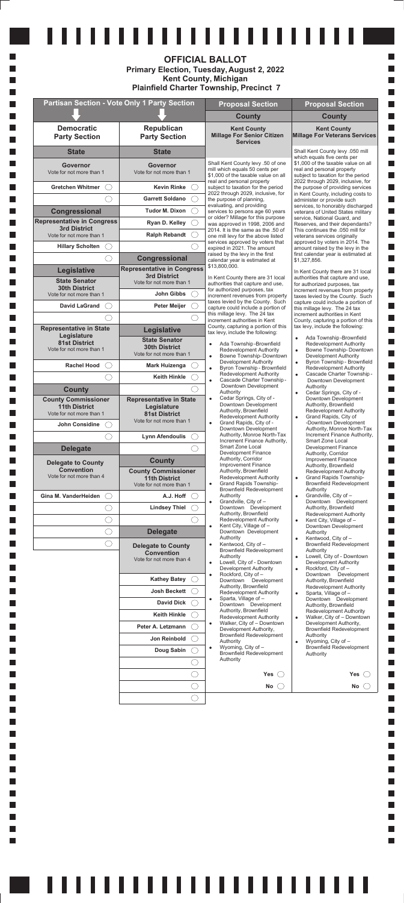# OFFICIAL BALLOT

**Primary Election, Tuesday, August 2, 2022**
**Kent County, Michigan**
**Plainfield Charter Township, Precinct 7**

## Partisan Section - Vote Only 1 Party Section

### Democratic Party Section

#### State

**Governor**
Vote for not more than 1

- Gretchen Whitmer ◯
- ◯

#### Congressional

**Representative in Congress**
**3rd District**
Vote for not more than 1

- Hillary Scholten ◯
- ◯

#### Legislative

**State Senator**
**30th District**
Vote for not more than 1

- David LaGrand ◯
- ◯

**Representative in State Legislature**
**81st District**
Vote for not more than 1

- Rachel Hood ◯
- ◯

#### County

**County Commissioner**
**11th District**
Vote for not more than 1

- John Considine ◯
- ◯

#### Delegate

**Delegate to County Convention**
Vote for not more than 4

- Gina M. VanderHeiden ◯
- ◯
- ◯
- ◯
- ◯

### Republican Party Section

#### State

**Governor**
Vote for not more than 1

- Kevin Rinke ◯
- Garrett Soldano ◯
- Tudor M. Dixon ◯
- Ryan D. Kelley ◯
- Ralph Rebandt ◯
- ◯

#### Congressional

**Representative in Congress**
**3rd District**
Vote for not more than 1

- John Gibbs ◯
- Peter Meijer ◯
- ◯

#### Legislative

**State Senator**
**30th District**
Vote for not more than 1

- Mark Huizenga ◯
- Keith Hinkle ◯

**Representative in State Legislature**
**81st District**
Vote for not more than 1

- Lynn Afendoulis ◯
- ◯

#### County

**County Commissioner**
**11th District**
Vote for not more than 1

- A.J. Hoff ◯
- Lindsey Thiel ◯
- ◯

#### Delegate

**Delegate to County Convention**
Vote for not more than 4

- Kathey Batey ◯
- Josh Beckett ◯
- David Dick ◯
- Keith Hinkle ◯
- Peter A. Letzmann ◯
- Jon Reinbold ◯
- Doug Sabin ◯
- ◯
- ◯
- ◯
- ◯

## Proposal Section

### County

**Kent County Millage For Senior Citizen Services**

Shall Kent County levy .50 of one mill which equals 50 cents per $1,000 of the taxable value on all real and personal property subject to taxation for the period 2022 through 2029, inclusive, for the purpose of planning, evaluating, and providing services to persons age 60 years or older? Millage for this purpose was approved in 1998, 2006 and 2014. It is the same as the .50 of one mill levy for the above listed services approved by voters that expired in 2021. The amount raised by the levy in the first calendar year is estimated at $13,800,000.

In Kent County there are 31 local authorities that capture and use, for authorized purposes, tax increment revenues from property taxes levied by the County. Such capture could include a portion of this millage levy. The 24 tax increment authorities in Kent County, capturing a portion of this tax levy, include the following:

- Ada Township - Brownfield Redevelopment Authority
- Bowne Township - Downtown Development Authority
- Byron Township - Brownfield Redevelopment Authority
- Cascade Charter Township - Downtown Development Authority
- Cedar Springs, City of - Downtown Development Authority, Brownfield Redevelopment Authority
- Grand Rapids, City of - Downtown Development Authority, Monroe North-Tax Increment Finance Authority, Smart Zone Local Development Finance Authority, Corridor Improvement Finance Authority, Brownfield Redevelopment Authority
- Grand Rapids Township - Brownfield Redevelopment Authority
- Grandville, City of – Downtown Development Authority, Brownfield Redevelopment Authority
- Kent City, Village of – Downtown Development Authority
- Kentwood, City of – Brownfield Redevelopment Authority
- Lowell, City of - Downtown Development Authority
- Rockford, City of – Downtown Development Authority, Brownfield Redevelopment Authority
- Sparta, Village of – Downtown Development Authority, Brownfield Redevelopment Authority
- Walker, City of – Downtown Development Authority, Brownfield Redevelopment Authority
- Wyoming, City of – Brownfield Redevelopment Authority

Yes ◯

No ◯

### County

**Kent County Millage For Veterans Services**

Shall Kent County levy .050 mill which equals five cents per $1,000 of the taxable value on all real and personal property subject to taxation for the period 2022 through 2029, inclusive, for the purpose of providing services in Kent County, including costs to administer or provide such services, to honorably discharged veterans of United States military service, National Guard, and Reserves, and their dependants? This continues the .050 mill for veterans services originally approved by voters in 2014. The amount raised by the levy in the first calendar year is estimated at $1,327,856.

In Kent County there are 31 local authorities that capture and use, for authorized purposes, tax increment revenues from property taxes levied by the County. Such capture could include a portion of this millage levy. The 24 tax increment authorities in Kent County, capturing a portion of this tax levy, include the following:

- Ada Township - Brownfield Redevelopment Authority
- Bowne Township - Downtown Development Authority
- Byron Township - Brownfield Redevelopment Authority
- Cascade Charter Township - Downtown Development Authority
- Cedar Springs, City of - Downtown Development Authority, Brownfield Redevelopment Authority
- Grand Rapids, City of - Downtown Development Authority, Monroe North-Tax Increment Finance Authority, Smart Zone Local Development Finance Authority, Corridor Improvement Finance Authority, Brownfield Redevelopment Authority
- Grand Rapids Township - Brownfield Redevelopment Authority
- Grandville, City of – Downtown Development Authority, Brownfield Redevelopment Authority
- Kent City, Village of – Downtown Development Authority
- Kentwood, City of – Brownfield Redevelopment Authority
- Lowell, City of - Downtown Development Authority
- Rockford, City of – Downtown Development Authority, Brownfield Redevelopment Authority
- Sparta, Village of – Downtown Development Authority, Brownfield Redevelopment Authority
- Walker, City of – Downtown Development Authority, Brownfield Redevelopment Authority
- Wyoming, City of – Brownfield Redevelopment Authority

Yes ◯

No ◯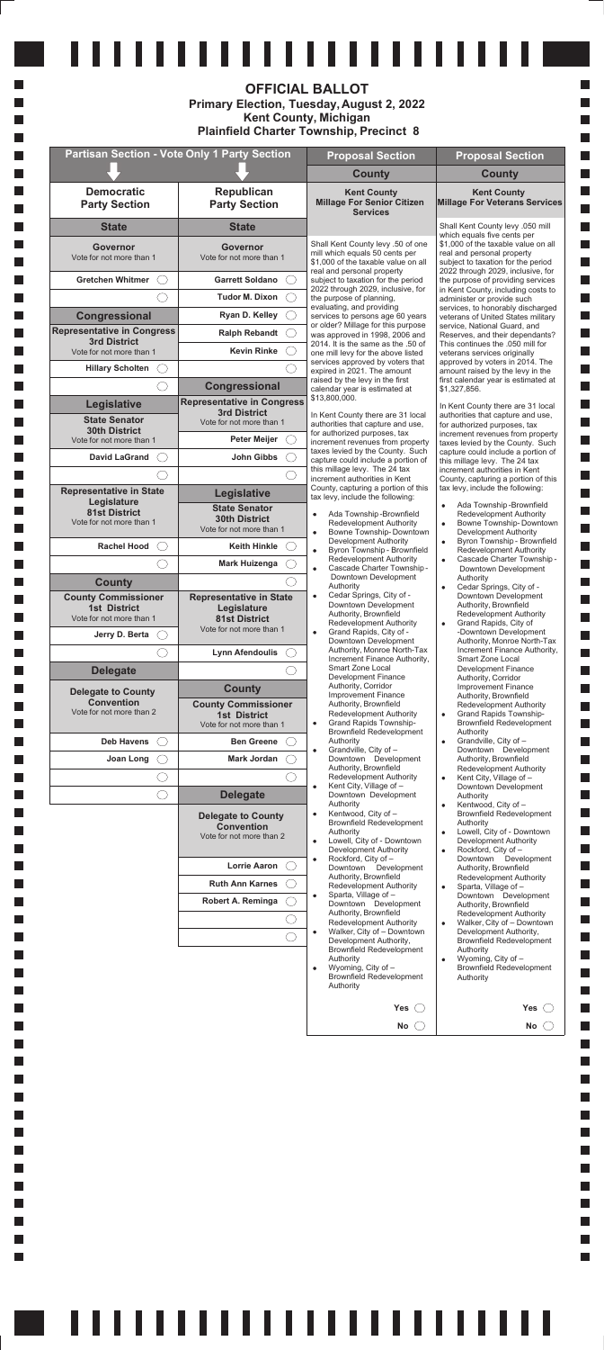# OFFICIAL BALLOT

## Primary Election, Tuesday, August 2, 2022
## Kent County, Michigan
## Plainfield Charter Township, Precinct 8

## Partisan Section - Vote Only 1 Party Section

### Democratic Party Section

#### State

**Governor**
Vote for not more than 1

- ◯ Gretchen Whitmer
- ◯

#### Congressional

**Representative in Congress 3rd District**
Vote for not more than 1

- ◯ Hillary Scholten
- ◯

#### Legislative

**State Senator 30th District**
Vote for not more than 1

- ◯ David LaGrand
- ◯

**Representative in State Legislature 81st District**
Vote for not more than 1

- ◯ Rachel Hood
- ◯

#### County

**County Commissioner 1st District**
Vote for not more than 1

- ◯ Jerry D. Berta
- ◯

#### Delegate

**Delegate to County Convention**
Vote for not more than 2

- ◯ Deb Havens
- ◯ Joan Long
- ◯
- ◯

### Republican Party Section

#### State

**Governor**
Vote for not more than 1

- ◯ Garrett Soldano
- ◯ Tudor M. Dixon
- ◯ Ryan D. Kelley
- ◯ Ralph Rebandt
- ◯ Kevin Rinke
- ◯

#### Congressional

**Representative in Congress 3rd District**
Vote for not more than 1

- ◯ Peter Meijer
- ◯ John Gibbs
- ◯

#### Legislative

**State Senator 30th District**
Vote for not more than 1

- ◯ Keith Hinkle
- ◯ Mark Huizenga
- ◯

**Representative in State Legislature 81st District**
Vote for not more than 1

- ◯ Lynn Afendoulis
- ◯

#### County

**County Commissioner 1st District**
Vote for not more than 1

- ◯ Ben Greene
- ◯ Mark Jordan
- ◯

#### Delegate

**Delegate to County Convention**
Vote for not more than 2

- ◯ Lorrie Aaron
- ◯ Ruth Ann Karnes
- ◯ Robert A. Reminga
- ◯
- ◯

## Proposal Section

### County

#### Kent County Millage For Senior Citizen Services

Shall Kent County levy .50 of one mill which equals 50 cents per $1,000 of the taxable value on all real and personal property subject to taxation for the period 2022 through 2029, inclusive, for the purpose of planning, evaluating, and providing services to persons age 60 years or older? Millage for this purpose was approved in 1998, 2006 and 2014. It is the same as the .50 of one mill levy for the above listed services approved by voters that expired in 2021. The amount raised by the levy in the first calendar year is estimated at $13,800,000.

In Kent County there are 31 local authorities that capture and use, for authorized purposes, tax increment revenues from property taxes levied by the County. Such capture could include a portion of this millage levy. The 24 tax increment authorities in Kent County, capturing a portion of this tax levy, include the following:

- Ada Township -Brownfield Redevelopment Authority
- Bowne Township- Downtown Development Authority
- Byron Township - Brownfield Redevelopment Authority
- Cascade Charter Township - Downtown Development Authority
- Cedar Springs, City of - Downtown Development Authority, Brownfield Redevelopment Authority
- Grand Rapids, City of - Downtown Development Authority, Monroe North-Tax Increment Finance Authority, Smart Zone Local Development Finance Authority, Corridor Improvement Finance Authority, Brownfield Redevelopment Authority
- Grand Rapids Township- Brownfield Redevelopment Authority
- Grandville, City of – Downtown Development Authority, Brownfield Redevelopment Authority
- Kent City, Village of – Downtown Development Authority
- Kentwood, City of – Brownfield Redevelopment Authority
- Lowell, City of - Downtown Development Authority
- Rockford, City of – Downtown Development Authority, Brownfield Redevelopment Authority
- Sparta, Village of – Downtown Development Authority, Brownfield Redevelopment Authority
- Walker, City of – Downtown Development Authority, Brownfield Redevelopment Authority
- Wyoming, City of – Brownfield Redevelopment Authority

- Yes ◯
- No ◯

#### Kent County Millage For Veterans Services

Shall Kent County levy .050 mill which equals five cents per $1,000 of the taxable value on all real and personal property subject to taxation for the period 2022 through 2029, inclusive, for the purpose of providing services in Kent County, including costs to administer or provide such services, to honorably discharged veterans of United States military service, National Guard, and Reserves, and their dependants? This continues the .050 mill for veterans services originally approved by voters in 2014. The amount raised by the levy in the first calendar year is estimated at $1,327,856.

In Kent County there are 31 local authorities that capture and use, for authorized purposes, tax increment revenues from property taxes levied by the County. Such capture could include a portion of this millage levy. The 24 tax increment authorities in Kent County, capturing a portion of this tax levy, include the following:

- Ada Township -Brownfield Redevelopment Authority
- Bowne Township- Downtown Development Authority
- Byron Township - Brownfield Redevelopment Authority
- Cascade Charter Township - Downtown Development Authority
- Cedar Springs, City of - Downtown Development Authority, Brownfield Redevelopment Authority
- Grand Rapids, City of -Downtown Development Authority, Monroe North-Tax Increment Finance Authority, Smart Zone Local Development Finance Authority, Corridor Improvement Finance Authority, Brownfield Redevelopment Authority
- Grand Rapids Township- Brownfield Redevelopment Authority
- Grandville, City of – Downtown Development Authority, Brownfield Redevelopment Authority
- Kent City, Village of – Downtown Development Authority
- Kentwood, City of – Brownfield Redevelopment Authority
- Lowell, City of - Downtown Development Authority
- Rockford, City of – Downtown Development Authority, Brownfield Redevelopment Authority
- Sparta, Village of – Downtown Development Authority, Brownfield Redevelopment Authority
- Walker, City of – Downtown Development Authority, Brownfield Redevelopment Authority
- Wyoming, City of – Brownfield Redevelopment Authority

- Yes ◯
- No ◯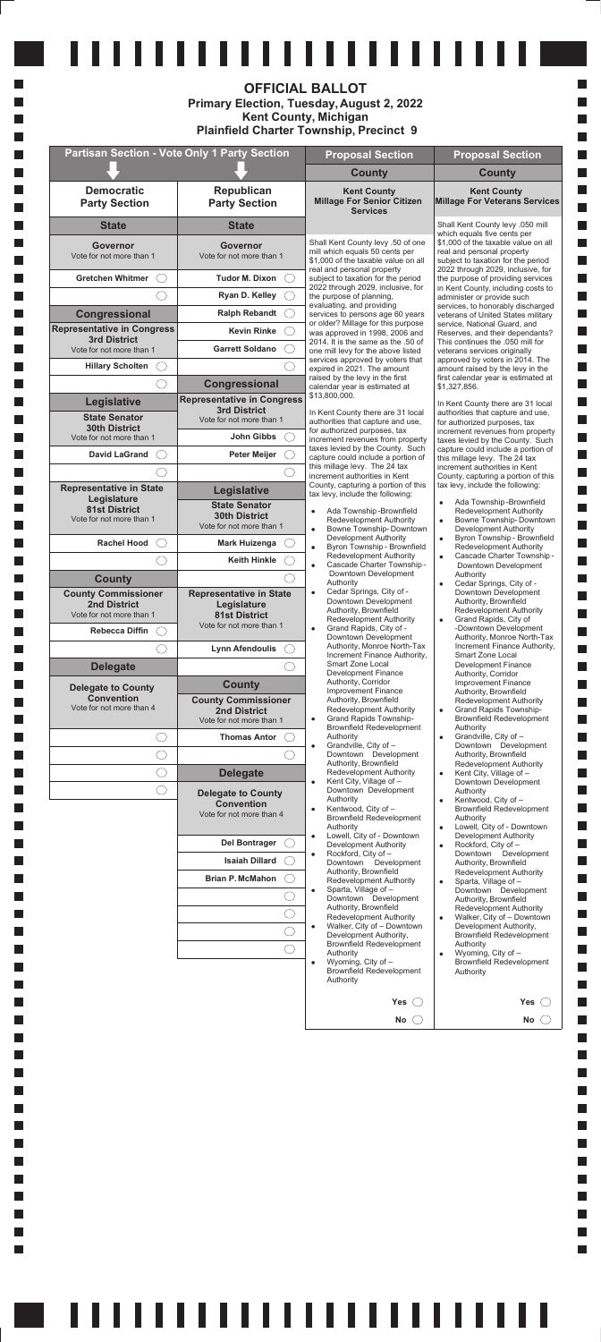# OFFICIAL BALLOT
## Primary Election, Tuesday, August 2, 2022
## Kent County, Michigan
## Plainfield Charter Township, Precinct 9

## Partisan Section - Vote Only 1 Party Section

### Democratic Party Section

#### State

**Governor**
Vote for not more than 1

- Gretchen Whitmer ◯
- ◯

#### Congressional

**Representative in Congress 3rd District**
Vote for not more than 1

- Hillary Scholten ◯
- ◯

#### Legislative

**State Senator 30th District**
Vote for not more than 1

- David LaGrand ◯
- ◯

**Representative in State Legislature 81st District**
Vote for not more than 1

- Rachel Hood ◯
- ◯

#### County

**County Commissioner 2nd District**
Vote for not more than 1

- Rebecca Diffin ◯
- ◯

#### Delegate

**Delegate to County Convention**
Vote for not more than 4

- ◯
- ◯
- ◯
- ◯

### Republican Party Section

#### State

**Governor**
Vote for not more than 1

- Tudor M. Dixon ◯
- Ryan D. Kelley ◯
- Ralph Rebandt ◯
- Kevin Rinke ◯
- Garrett Soldano ◯
- ◯

#### Congressional

**Representative in Congress 3rd District**
Vote for not more than 1

- John Gibbs ◯
- Peter Meijer ◯
- ◯

#### Legislative

**State Senator 30th District**
Vote for not more than 1

- Mark Huizenga ◯
- Keith Hinkle ◯
- ◯

**Representative in State Legislature 81st District**
Vote for not more than 1

- Lynn Afendoulis ◯
- ◯

#### County

**County Commissioner 2nd District**
Vote for not more than 1

- Thomas Antor ◯
- ◯

#### Delegate

**Delegate to County Convention**
Vote for not more than 4

- Del Bontrager ◯
- Isaiah Dillard ◯
- Brian P. McMahon ◯
- ◯
- ◯
- ◯
- ◯

## Proposal Section

### County

#### Kent County Millage For Senior Citizen Services

Shall Kent County levy .50 of one mill which equals 50 cents per $1,000 of the taxable value on all real and personal property subject to taxation for the period 2022 through 2029, inclusive, for the purpose of planning, evaluating, and providing services to persons age 60 years or older? Millage for this purpose was approved in 1998, 2006 and 2014. It is the same as the .50 of one mill levy for the above listed services approved by voters that expired in 2021. The amount raised by the levy in the first calendar year is estimated at $13,800,000.

In Kent County there are 31 local authorities that capture and use, for authorized purposes, tax increment revenues from property taxes levied by the County. Such capture could include a portion of this millage levy. The 24 tax increment authorities in Kent County, capturing a portion of this tax levy, include the following:

- Ada Township-Brownfield Redevelopment Authority
- Bowne Township-Downtown Development Authority
- Byron Township - Brownfield Redevelopment Authority
- Cascade Charter Township - Downtown Development Authority
- Cedar Springs, City of - Downtown Development Authority, Brownfield Redevelopment Authority
- Grand Rapids, City of - Downtown Development Authority, Monroe North-Tax Increment Finance Authority, Smart Zone Local Development Finance Authority, Corridor Improvement Finance Authority, Brownfield Redevelopment Authority
- Grand Rapids Township-Brownfield Redevelopment Authority
- Grandville, City of – Downtown Development Authority, Brownfield Redevelopment Authority
- Kent City, Village of – Downtown Development Authority
- Kentwood, City of – Brownfield Redevelopment Authority
- Lowell, City of - Downtown Development Authority
- Rockford, City of – Downtown Development Authority, Brownfield Redevelopment Authority
- Sparta, Village of – Downtown Development Authority, Brownfield Redevelopment Authority
- Walker, City of – Downtown Development Authority, Brownfield Redevelopment Authority
- Wyoming, City of – Brownfield Redevelopment Authority

Yes ◯

No ◯

### County

#### Kent County Millage For Veterans Services

Shall Kent County levy .050 mill which equals five cents per $1,000 of the taxable value on all real and personal property subject to taxation for the period 2022 through 2029, inclusive, for the purpose of providing services in Kent County, including costs to administer or provide such services, to honorably discharged veterans of United States military service, National Guard, and Reserves, and their dependants? This continues the .050 mill for veterans services originally approved by voters in 2014. The amount raised by the levy in the first calendar year is estimated at $1,327,856.

In Kent County there are 31 local authorities that capture and use, for authorized purposes, tax increment revenues from property taxes levied by the County. Such capture could include a portion of this millage levy. The 24 tax increment authorities in Kent County, capturing a portion of this tax levy, include the following:

- Ada Township-Brownfield Redevelopment Authority
- Bowne Township- Downtown Development Authority
- Byron Township - Brownfield Redevelopment Authority
- Cascade Charter Township - Downtown Development Authority
- Cedar Springs, City of - Downtown Development Authority, Brownfield Redevelopment Authority
- Grand Rapids, City of -Downtown Development Authority, Monroe North-Tax Increment Finance Authority, Smart Zone Local Development Finance Authority, Corridor Improvement Finance Authority, Brownfield Redevelopment Authority
- Grand Rapids Township-Brownfield Redevelopment Authority
- Grandville, City of – Downtown Development Authority, Brownfield Redevelopment Authority
- Kent City, Village of – Downtown Development Authority
- Kentwood, City of – Brownfield Redevelopment Authority
- Lowell, City of - Downtown Development Authority
- Rockford, City of – Downtown Development Authority, Brownfield Redevelopment Authority
- Sparta, Village of – Downtown Development Authority, Brownfield Redevelopment Authority
- Walker, City of – Downtown Development Authority, Brownfield Redevelopment Authority
- Wyoming, City of – Brownfield Redevelopment Authority

Yes ◯

No ◯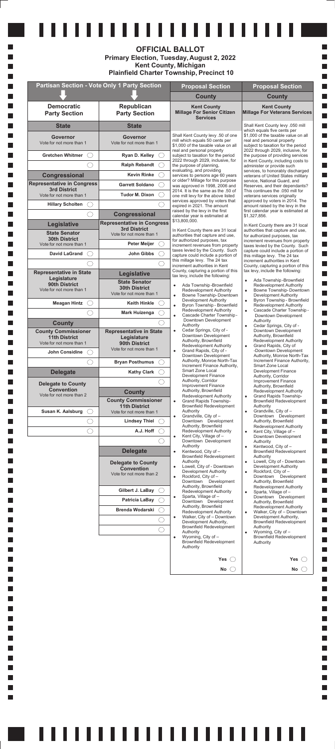# OFFICIAL BALLOT

## Primary Election, Tuesday, August 2, 2022
## Kent County, Michigan
## Plainfield Charter Township, Precinct 10

## Partisan Section - Vote Only 1 Party Section

### Democratic Party Section

#### State

**Governor**
Vote for not more than 1

- Gretchen Whitmer ◯
- ◯

#### Congressional

**Representative in Congress**
**3rd District**
Vote for not more than 1

- Hillary Scholten ◯
- ◯

#### Legislative

**State Senator**
**30th District**
Vote for not more than 1

- David LaGrand ◯
- ◯

**Representative in State Legislature**
**90th District**
Vote for not more than 1

- Meagan Hintz ◯
- ◯

#### County

**County Commissioner**
**11th District**
Vote for not more than 1

- John Considine ◯
- ◯

#### Delegate

**Delegate to County Convention**
Vote for not more than 2

- Susan K. Aalsburg ◯
- ◯
- ◯

### Republican Party Section

#### State

**Governor**
Vote for not more than 1

- Ryan D. Kelley ◯
- Ralph Rebandt ◯
- Kevin Rinke ◯
- Garrett Soldano ◯
- Tudor M. Dixon ◯
- ◯

#### Congressional

**Representative in Congress**
**3rd District**
Vote for not more than 1

- Peter Meijer ◯
- John Gibbs ◯
- ◯

#### Legislative

**State Senator**
**30th District**
Vote for not more than 1

- Keith Hinkle ◯
- Mark Huizenga ◯
- ◯

**Representative in State Legislature**
**90th District**
Vote for not more than 1

- Bryan Posthumus ◯
- Kathy Clark ◯
- ◯

#### County

**County Commissioner**
**11th District**
Vote for not more than 1

- Lindsey Thiel ◯
- A.J. Hoff ◯
- ◯

#### Delegate

**Delegate to County Convention**
Vote for not more than 2

- Gilbert J. LaBay ◯
- Patricia LaBay ◯
- Brenda Wodarski ◯
- ◯
- ◯

## Proposal Section

### County

**Kent County**
**Millage For Senior Citizen Services**

Shall Kent County levy .50 of one mill which equals 50 cents per $1,000 of the taxable value on all real and personal property subject to taxation for the period 2022 through 2029, inclusive, for the purpose of planning, evaluating, and providing services to persons age 60 years or older? Millage for this purpose was approved in 1998, 2006 and 2014. It is the same as the .50 of one mill levy for the above listed services approved by voters that expired in 2021. The amount raised by the levy in the first calendar year is estimated at $13,800,000.

In Kent County there are 31 local authorities that capture and use, for authorized purposes, tax increment revenues from property taxes levied by the County. Such capture could include a portion of this millage levy. The 24 tax increment authorities in Kent County, capturing a portion of this tax levy, include the following:

- Ada Township -Brownfield Redevelopment Authority
- Bowne Township- Downtown Development Authority
- Byron Township - Brownfield Redevelopment Authority
- Cascade Charter Township - Downtown Development Authority
- Cedar Springs, City of - Downtown Development Authority, Brownfield Redevelopment Authority
- Grand Rapids, City of - Downtown Development Authority, Monroe North-Tax Increment Finance Authority, Smart Zone Local Development Finance Authority, Corridor Improvement Finance Authority, Brownfield Redevelopment Authority
- Grand Rapids Township- Brownfield Redevelopment Authority
- Grandville, City of – Downtown Development Authority, Brownfield Redevelopment Authority
- Kent City, Village of – Downtown Development Authority
- Kentwood, City of – Brownfield Redevelopment Authority
- Lowell, City of - Downtown Development Authority
- Rockford, City of – Downtown Development Authority, Brownfield Redevelopment Authority
- Sparta, Village of – Downtown Development Authority, Brownfield Redevelopment Authority
- Walker, City of – Downtown Development Authority, Brownfield Redevelopment Authority
- Wyoming, City of – Brownfield Redevelopment Authority

Yes ◯

No ◯

### County

**Kent County**
**Millage For Veterans Services**

Shall Kent County levy .050 mill which equals five cents per $1,000 of the taxable value on all real and personal property subject to taxation for the period 2022 through 2029, inclusive, for the purpose of providing services in Kent County, including costs to administer or provide such services, to honorably discharged veterans of United States military service, National Guard, and Reserves, and their dependants? This continues the .050 mill for veterans services originally approved by voters in 2014. The amount raised by the levy in the first calendar year is estimated at $1,327,856.

In Kent County there are 31 local authorities that capture and use, for authorized purposes, tax increment revenues from property taxes levied by the County. Such capture could include a portion of this millage levy. The 24 tax increment authorities in Kent County, capturing a portion of this tax levy, include the following:

- Ada Township -Brownfield Redevelopment Authority
- Bowne Township- Downtown Development Authority
- Byron Township - Brownfield Redevelopment Authority
- Cascade Charter Township - Downtown Development Authority
- Cedar Springs, City of - Downtown Development Authority, Brownfield Redevelopment Authority
- Grand Rapids, City of -Downtown Development Authority, Monroe North-Tax Increment Finance Authority, Smart Zone Local Development Finance Authority, Corridor Improvement Finance Authority, Brownfield Redevelopment Authority
- Grand Rapids Township- Brownfield Redevelopment Authority
- Grandville, City of – Downtown Development Authority, Brownfield Redevelopment Authority
- Kent City, Village of – Downtown Development Authority
- Kentwood, City of – Brownfield Redevelopment Authority
- Lowell, City of - Downtown Development Authority
- Rockford, City of – Downtown Development Authority, Brownfield Redevelopment Authority
- Sparta, Village of – Downtown Development Authority, Brownfield Redevelopment Authority
- Walker, City of – Downtown Development Authority, Brownfield Redevelopment Authority
- Wyoming, City of – Brownfield Redevelopment Authority

Yes ◯

No ◯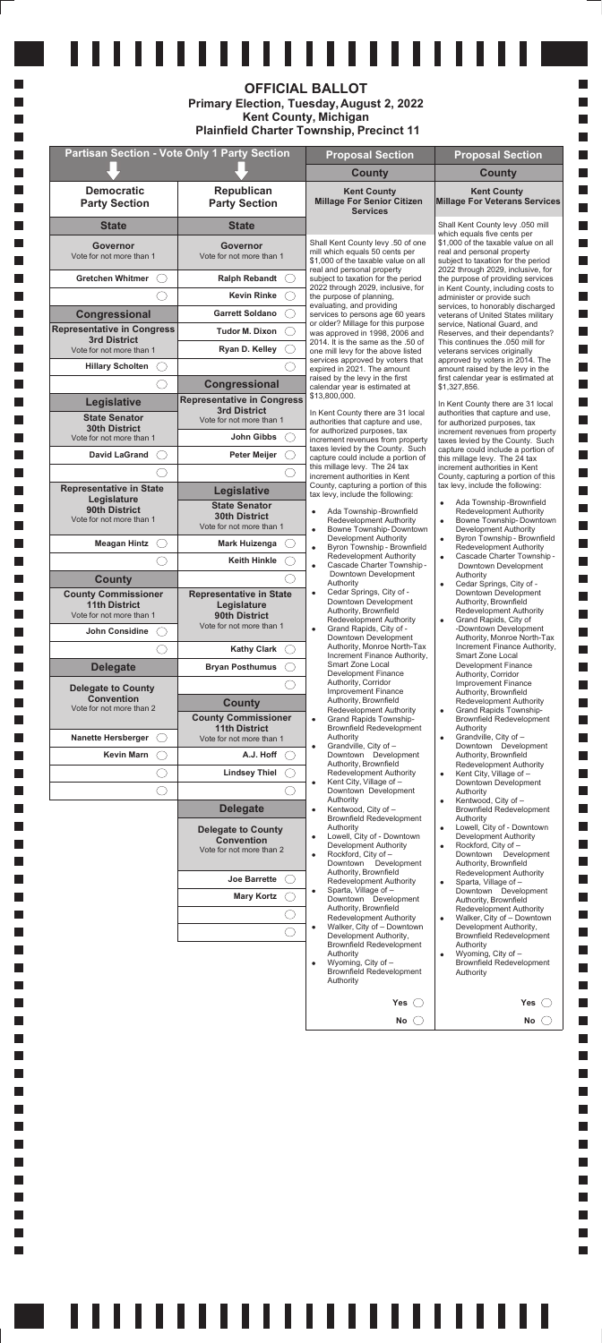# OFFICIAL BALLOT

**Primary Election, Tuesday, August 2, 2022**
**Kent County, Michigan**
**Plainfield Charter Township, Precinct 11**

## Partisan Section - Vote Only 1 Party Section

### Democratic Party Section

#### State

**Governor**
Vote for not more than 1

- ◯ Gretchen Whitmer
- ◯ (write-in)

#### Congressional

**Representative in Congress**
**3rd District**
Vote for not more than 1

- ◯ Hillary Scholten
- ◯ (write-in)

#### Legislative

**State Senator**
**30th District**
Vote for not more than 1

- ◯ David LaGrand
- ◯ (write-in)

**Representative in State Legislature**
**90th District**
Vote for not more than 1

- ◯ Meagan Hintz
- ◯ (write-in)

#### County

**County Commissioner**
**11th District**
Vote for not more than 1

- ◯ John Considine
- ◯ (write-in)

#### Delegate

**Delegate to County Convention**
Vote for not more than 2

- ◯ Nanette Hersberger
- ◯ Kevin Marn
- ◯ (write-in)
- ◯ (write-in)

### Republican Party Section

#### State

**Governor**
Vote for not more than 1

- ◯ Ralph Rebandt
- ◯ Kevin Rinke
- ◯ Garrett Soldano
- ◯ Tudor M. Dixon
- ◯ Ryan D. Kelley
- ◯ (write-in)

#### Congressional

**Representative in Congress**
**3rd District**
Vote for not more than 1

- ◯ John Gibbs
- ◯ Peter Meijer
- ◯ (write-in)

#### Legislative

**State Senator**
**30th District**
Vote for not more than 1

- ◯ Mark Huizenga
- ◯ Keith Hinkle
- ◯ (write-in)

**Representative in State Legislature**
**90th District**
Vote for not more than 1

- ◯ Kathy Clark
- ◯ Bryan Posthumus
- ◯ (write-in)

#### County

**County Commissioner**
**11th District**
Vote for not more than 1

- ◯ A.J. Hoff
- ◯ Lindsey Thiel
- ◯ (write-in)

#### Delegate

**Delegate to County Convention**
Vote for not more than 2

- ◯ Joe Barrette
- ◯ Mary Kortz
- ◯ (write-in)
- ◯ (write-in)

## Proposal Section

### County

**Kent County Millage For Senior Citizen Services**

Shall Kent County levy .50 of one mill which equals 50 cents per $1,000 of the taxable value on all real and personal property subject to taxation for the period 2022 through 2029, inclusive, for the purpose of planning, evaluating, and providing services to persons age 60 years or older? Millage for this purpose was approved in 1998, 2006 and 2014. It is the same as the .50 of one mill levy for the above listed services approved by voters that expired in 2021. The amount raised by the levy in the first calendar year is estimated at $13,800,000.

In Kent County there are 31 local authorities that capture and use, for authorized purposes, tax increment revenues from property taxes levied by the County. Such capture could include a portion of this millage levy. The 24 tax increment authorities in Kent County, capturing a portion of this tax levy, include the following:

- Ada Township -Brownfield Redevelopment Authority
- Bowne Township- Downtown Development Authority
- Byron Township - Brownfield Redevelopment Authority
- Cascade Charter Township - Downtown Development Authority
- Cedar Springs, City of - Downtown Development Authority, Brownfield Redevelopment Authority
- Grand Rapids, City of - Downtown Development Authority, Monroe North-Tax Increment Finance Authority, Smart Zone Local Development Finance Authority, Corridor Improvement Finance Authority, Brownfield Redevelopment Authority
- Grand Rapids Township- Brownfield Redevelopment Authority
- Grandville, City of – Downtown Development Authority, Brownfield Redevelopment Authority
- Kent City, Village of – Downtown Development Authority
- Kentwood, City of – Brownfield Redevelopment Authority
- Lowell, City of - Downtown Development Authority
- Rockford, City of – Downtown Development Authority, Brownfield Redevelopment Authority
- Sparta, Village of – Downtown Development Authority, Brownfield Redevelopment Authority
- Walker, City of – Downtown Development Authority, Brownfield Redevelopment Authority
- Wyoming, City of – Brownfield Redevelopment Authority

- Yes ◯
- No ◯

### County

**Kent County Millage For Veterans Services**

Shall Kent County levy .050 mill which equals five cents per $1,000 of the taxable value on all real and personal property subject to taxation for the period 2022 through 2029, inclusive, for the purpose of providing services in Kent County, including costs to administer or provide such services, to honorably discharged veterans of United States military service, National Guard, and Reserves, and their dependants? This continues the .050 mill for veterans services originally approved by voters in 2014. The amount raised by the levy in the first calendar year is estimated at $1,327,856.

In Kent County there are 31 local authorities that capture and use, for authorized purposes, tax increment revenues from property taxes levied by the County. Such capture could include a portion of this millage levy. The 24 tax increment authorities in Kent County, capturing a portion of this tax levy, include the following:

- Ada Township -Brownfield Redevelopment Authority
- Bowne Township- Downtown Development Authority
- Byron Township - Brownfield Redevelopment Authority
- Cascade Charter Township - Downtown Development Authority
- Cedar Springs, City of - Downtown Development Authority, Brownfield Redevelopment Authority
- Grand Rapids, City of -Downtown Development Authority, Monroe North-Tax Increment Finance Authority, Smart Zone Local Development Finance Authority, Corridor Improvement Finance Authority, Brownfield Redevelopment Authority
- Grand Rapids Township- Brownfield Redevelopment Authority
- Grandville, City of – Downtown Development Authority, Brownfield Redevelopment Authority
- Kent City, Village of – Downtown Development Authority
- Kentwood, City of – Brownfield Redevelopment Authority
- Lowell, City of - Downtown Development Authority
- Rockford, City of – Downtown Development Authority, Brownfield Redevelopment Authority
- Sparta, Village of – Downtown Development Authority, Brownfield Redevelopment Authority
- Walker, City of – Downtown Development Authority, Brownfield Redevelopment Authority
- Wyoming, City of – Brownfield Redevelopment Authority

- Yes ◯
- No ◯